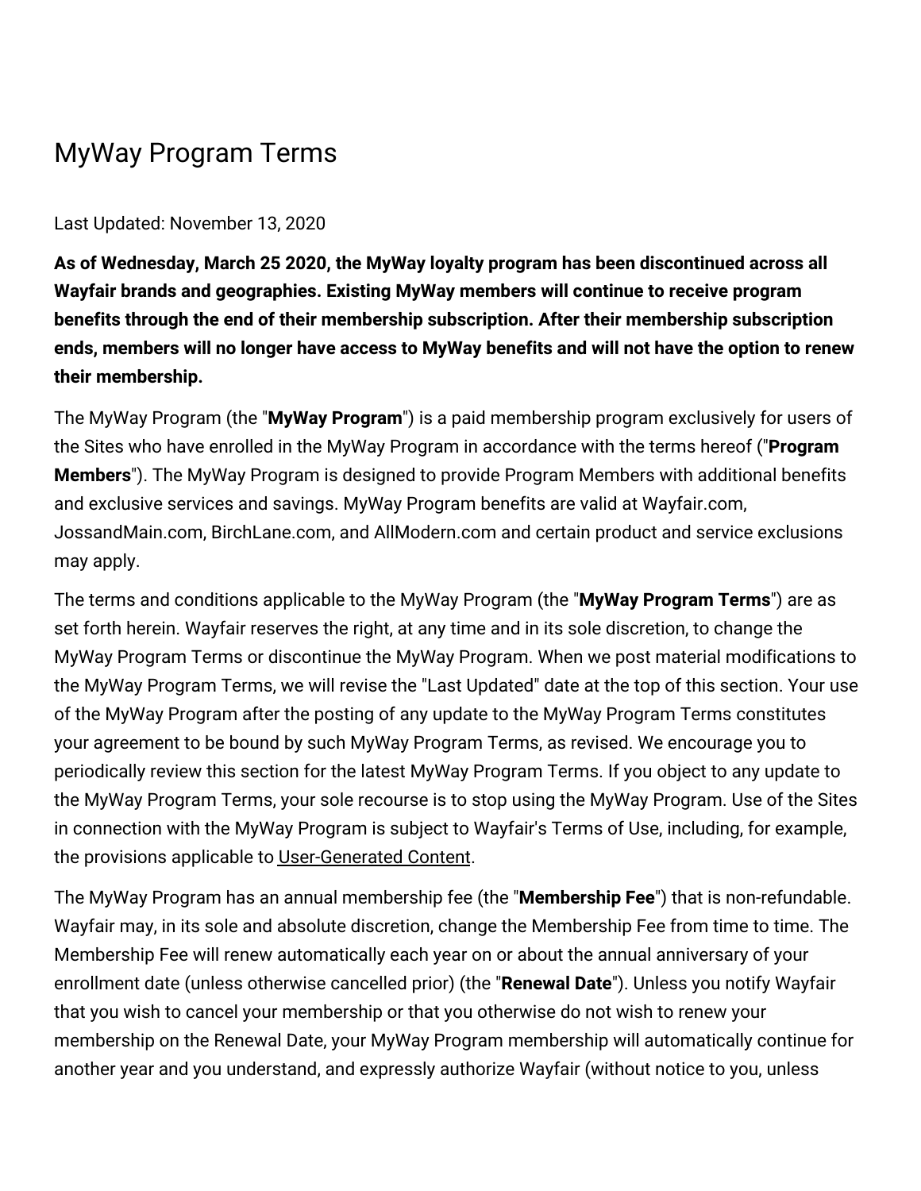# MyWay Program Terms

Last Updated: November 13, 2020

**As of Wednesday, March 25 2020, the MyWay loyalty program has been discontinued across all Wayfair brands and geographies. Existing MyWay members will continue to receive program benefits through the end of their membership subscription. After their membership subscription ends, members will no longer have access to MyWay benefits and will not have the option to renew their membership.**

The MyWay Program (the "**MyWay Program**") is a paid membership program exclusively for users of the Sites who have enrolled in the MyWay Program in accordance with the terms hereof ("**Program Members**"). The MyWay Program is designed to provide Program Members with additional benefits and exclusive services and savings. MyWay Program benefits are valid at Wayfair.com, JossandMain.com, BirchLane.com, and AllModern.com and certain product and service exclusions may apply.

The terms and conditions applicable to the MyWay Program (the "**MyWay Program Terms**") are as set forth herein. Wayfair reserves the right, at any time and in its sole discretion, to change the MyWay Program Terms or discontinue the MyWay Program. When we post material modifications to the MyWay Program Terms, we will revise the "Last Updated" date at the top of this section. Your use of the MyWay Program after the posting of any update to the MyWay Program Terms constitutes your agreement to be bound by such MyWay Program Terms, as revised. We encourage you to periodically review this section for the latest MyWay Program Terms. If you object to any update to the MyWay Program Terms, your sole recourse is to stop using the MyWay Program. Use of the Sites in connection with the MyWay Program is subject to Wayfair's Terms of Use, including, for example, the provisions applicable to User-Generated Content.

The MyWay Program has an annual membership fee (the "**Membership Fee**") that is non-refundable. Wayfair may, in its sole and absolute discretion, change the Membership Fee from time to time. The Membership Fee will renew automatically each year on or about the annual anniversary of your enrollment date (unless otherwise cancelled prior) (the "**Renewal Date**"). Unless you notify Wayfair that you wish to cancel your membership or that you otherwise do not wish to renew your membership on the Renewal Date, your MyWay Program membership will automatically continue for another year and you understand, and expressly authorize Wayfair (without notice to you, unless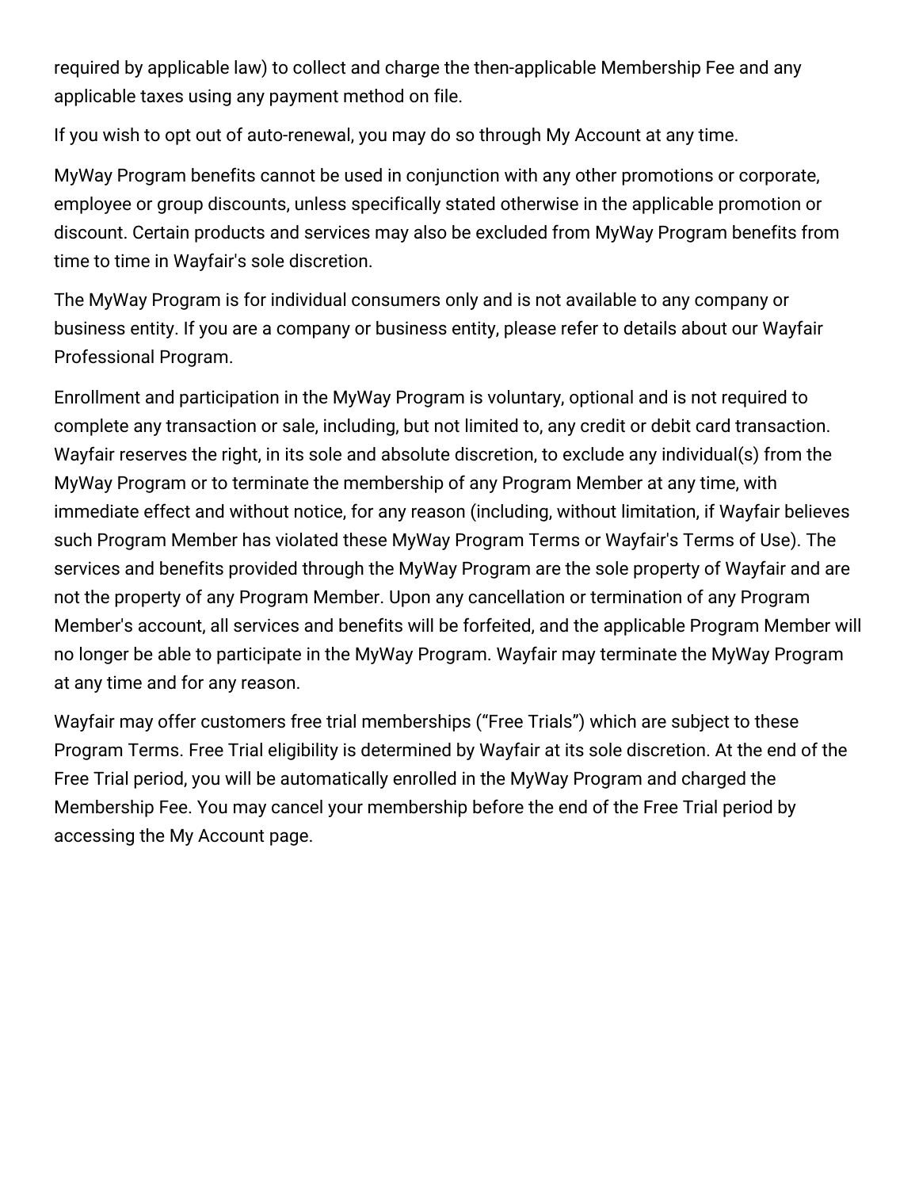required by applicable law) to collect and charge the then-applicable Membership Fee and any applicable taxes using any payment method on file.

If you wish to opt out of auto-renewal, you may do so through My Account at any time.

MyWay Program benefits cannot be used in conjunction with any other promotions or corporate, employee or group discounts, unless specifically stated otherwise in the applicable promotion or discount. Certain products and services may also be excluded from MyWay Program benefits from time to time in Wayfair's sole discretion.

The MyWay Program is for individual consumers only and is not available to any company or business entity. If you are a company or business entity, please refer to details about our Wayfair Professional Program.

Enrollment and participation in the MyWay Program is voluntary, optional and is not required to complete any transaction or sale, including, but not limited to, any credit or debit card transaction. Wayfair reserves the right, in its sole and absolute discretion, to exclude any individual(s) from the MyWay Program or to terminate the membership of any Program Member at any time, with immediate effect and without notice, for any reason (including, without limitation, if Wayfair believes such Program Member has violated these MyWay Program Terms or Wayfair's Terms of Use). The services and benefits provided through the MyWay Program are the sole property of Wayfair and are not the property of any Program Member. Upon any cancellation or termination of any Program Member's account, all services and benefits will be forfeited, and the applicable Program Member will no longer be able to participate in the MyWay Program. Wayfair may terminate the MyWay Program at any time and for any reason.

Wayfair may offer customers free trial memberships ("Free Trials") which are subject to these Program Terms. Free Trial eligibility is determined by Wayfair at its sole discretion. At the end of the Free Trial period, you will be automatically enrolled in the MyWay Program and charged the Membership Fee. You may cancel your membership before the end of the Free Trial period by accessing the My Account page.